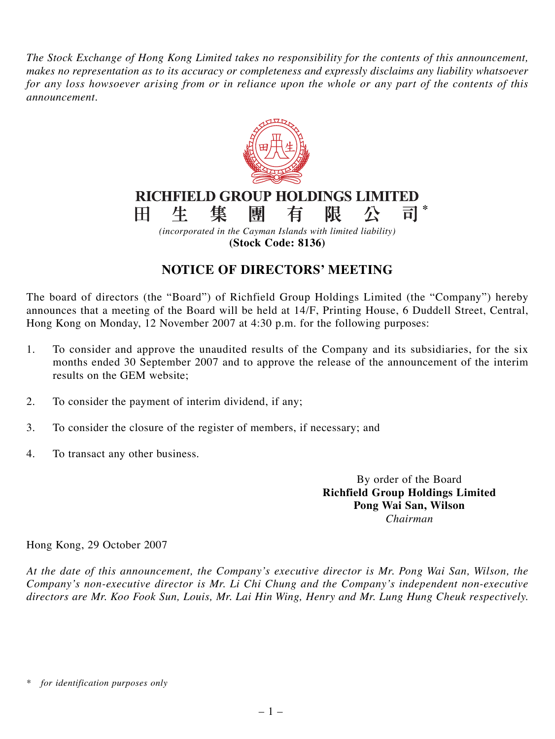*The Stock Exchange of Hong Kong Limited takes no responsibility for the contents of this announcement, makes no representation as to its accuracy or completeness and expressly disclaims any liability whatsoever for any loss howsoever arising from or in reliance upon the whole or any part of the contents of this announcement.*

# RICHFIELD GROUP HOLDINGS LIMITED
# 田生集團有限公司*

*(incorporated in the Cayman Islands with limited liability)*

**(Stock Code: 8136)**

## NOTICE OF DIRECTORS' MEETING

The board of directors (the "Board") of Richfield Group Holdings Limited (the "Company") hereby announces that a meeting of the Board will be held at 14/F, Printing House, 6 Duddell Street, Central, Hong Kong on Monday, 12 November 2007 at 4:30 p.m. for the following purposes:

1. To consider and approve the unaudited results of the Company and its subsidiaries, for the six months ended 30 September 2007 and to approve the release of the announcement of the interim results on the GEM website;
2. To consider the payment of interim dividend, if any;
3. To consider the closure of the register of members, if necessary; and
4. To transact any other business.

By order of the Board
**Richfield Group Holdings Limited**
**Pong Wai San, Wilson**
*Chairman*

Hong Kong, 29 October 2007

*At the date of this announcement, the Company's executive director is Mr. Pong Wai San, Wilson, the Company's non-executive director is Mr. Li Chi Chung and the Company's independent non-executive directors are Mr. Koo Fook Sun, Louis, Mr. Lai Hin Wing, Henry and Mr. Lung Hung Cheuk respectively.*

\* *for identification purposes only*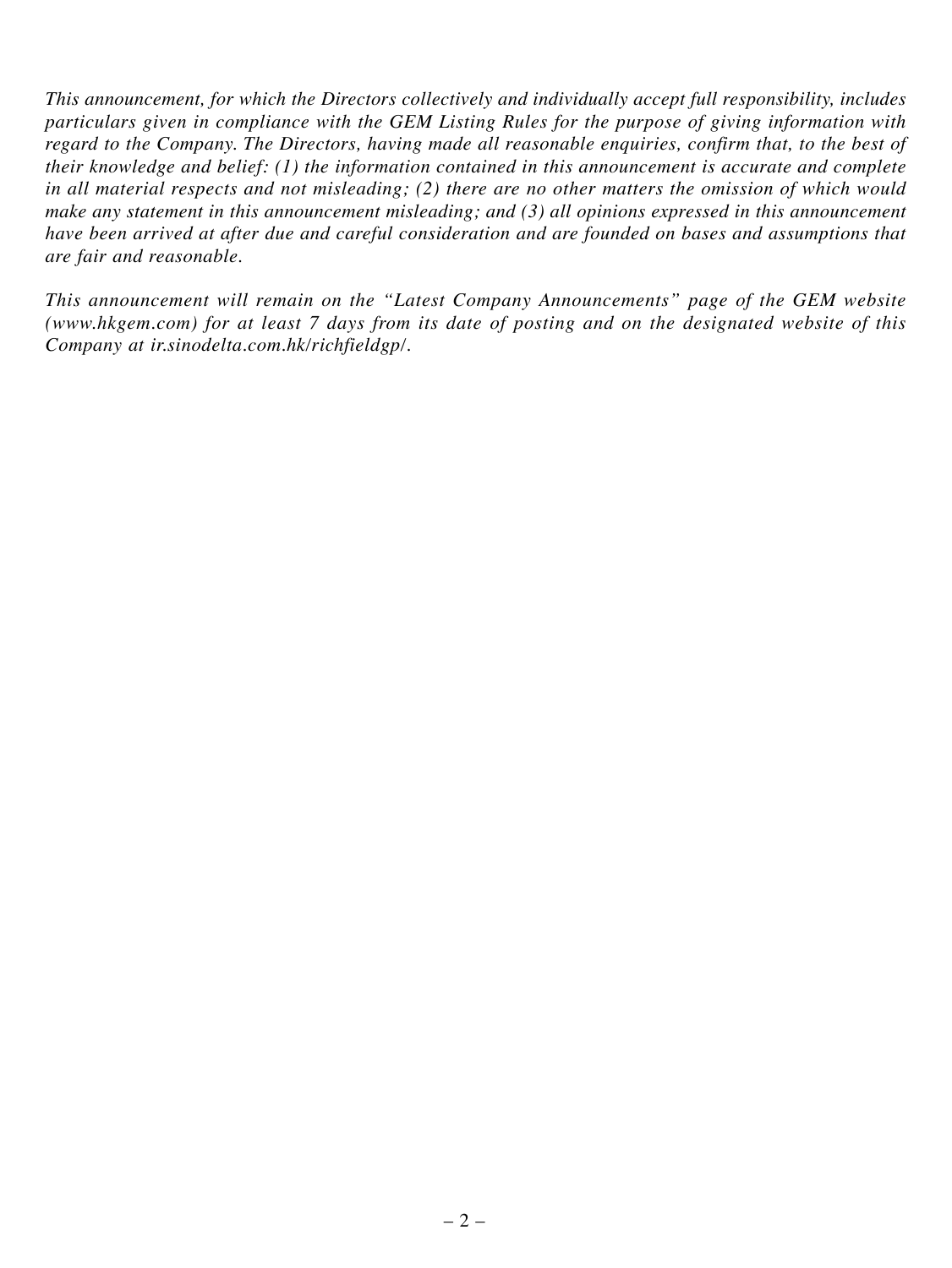*This announcement, for which the Directors collectively and individually accept full responsibility, includes particulars given in compliance with the GEM Listing Rules for the purpose of giving information with regard to the Company. The Directors, having made all reasonable enquiries, confirm that, to the best of their knowledge and belief: (1) the information contained in this announcement is accurate and complete in all material respects and not misleading; (2) there are no other matters the omission of which would make any statement in this announcement misleading; and (3) all opinions expressed in this announcement have been arrived at after due and careful consideration and are founded on bases and assumptions that are fair and reasonable.*

*This announcement will remain on the "Latest Company Announcements" page of the GEM website (www.hkgem.com) for at least 7 days from its date of posting and on the designated website of this Company at ir.sinodelta.com.hk/richfieldgp/.*